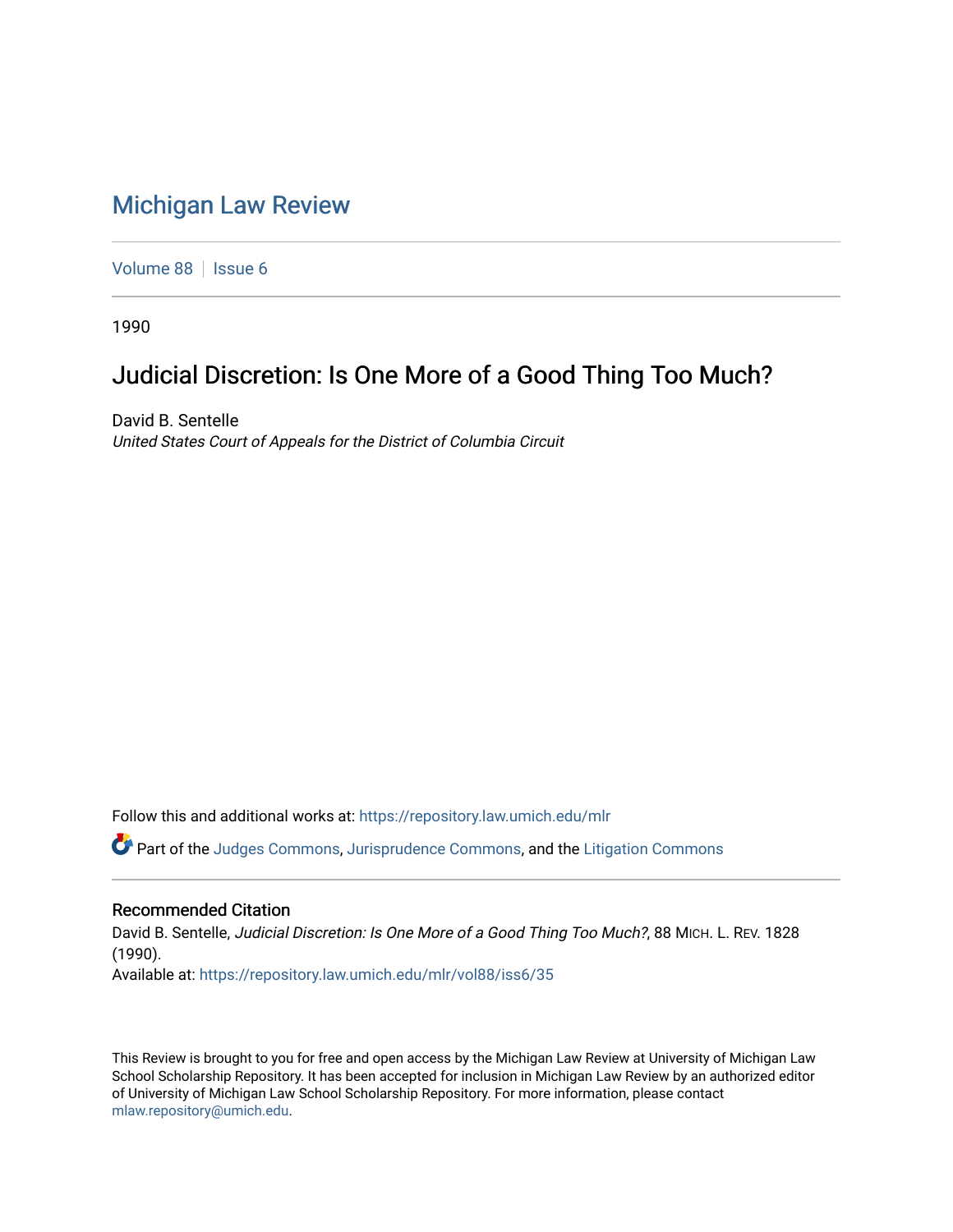# Michigan Law Review

Volume 88 | Issue 6

1990

## Judicial Discretion: Is One More of a Good Thing Too Much?

David B. Sentelle
*United States Court of Appeals for the District of Columbia Circuit*

Follow this and additional works at: https://repository.law.umich.edu/mlr

Part of the Judges Commons, Jurisprudence Commons, and the Litigation Commons

### Recommended Citation

David B. Sentelle, *Judicial Discretion: Is One More of a Good Thing Too Much?*, 88 MICH. L. REV. 1828 (1990).
Available at: https://repository.law.umich.edu/mlr/vol88/iss6/35

This Review is brought to you for free and open access by the Michigan Law Review at University of Michigan Law School Scholarship Repository. It has been accepted for inclusion in Michigan Law Review by an authorized editor of University of Michigan Law School Scholarship Repository. For more information, please contact mlaw.repository@umich.edu.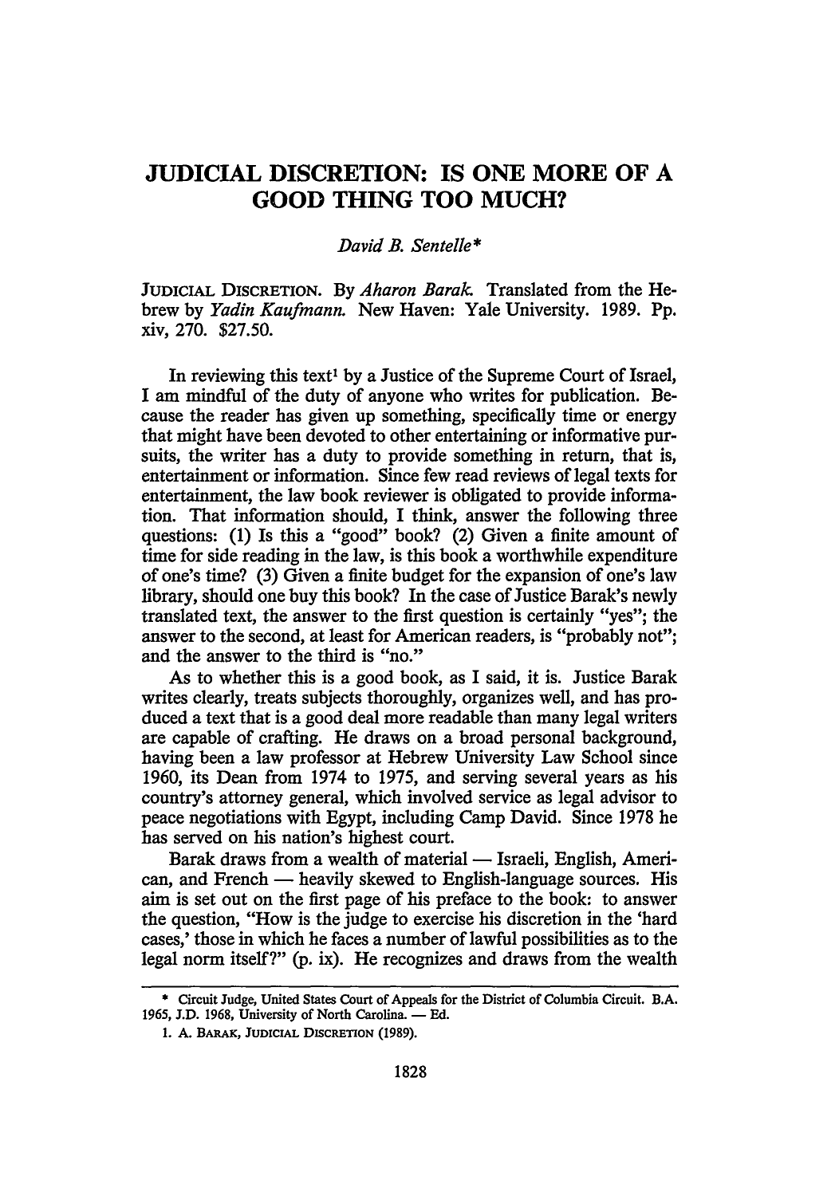# JUDICIAL DISCRETION: IS ONE MORE OF A GOOD THING TOO MUCH?

*David B. Sentelle\**

JUDICIAL DISCRETION. By *Aharon Barak*. Translated from the Hebrew by *Yadin Kaufmann*. New Haven: Yale University. 1989. Pp. xiv, 270. $27.50.

In reviewing this text[1] by a Justice of the Supreme Court of Israel, I am mindful of the duty of anyone who writes for publication. Because the reader has given up something, specifically time or energy that might have been devoted to other entertaining or informative pursuits, the writer has a duty to provide something in return, that is, entertainment or information. Since few read reviews of legal texts for entertainment, the law book reviewer is obligated to provide information. That information should, I think, answer the following three questions: (1) Is this a "good" book? (2) Given a finite amount of time for side reading in the law, is this book a worthwhile expenditure of one's time? (3) Given a finite budget for the expansion of one's law library, should one buy this book? In the case of Justice Barak's newly translated text, the answer to the first question is certainly "yes"; the answer to the second, at least for American readers, is "probably not"; and the answer to the third is "no."

As to whether this is a good book, as I said, it is. Justice Barak writes clearly, treats subjects thoroughly, organizes well, and has produced a text that is a good deal more readable than many legal writers are capable of crafting. He draws on a broad personal background, having been a law professor at Hebrew University Law School since 1960, its Dean from 1974 to 1975, and serving several years as his country's attorney general, which involved service as legal advisor to peace negotiations with Egypt, including Camp David. Since 1978 he has served on his nation's highest court.

Barak draws from a wealth of material — Israeli, English, American, and French — heavily skewed to English-language sources. His aim is set out on the first page of his preface to the book: to answer the question, "How is the judge to exercise his discretion in the 'hard cases,' those in which he faces a number of lawful possibilities as to the legal norm itself?" (p. ix). He recognizes and draws from the wealth

---

\* Circuit Judge, United States Court of Appeals for the District of Columbia Circuit. B.A. 1965, J.D. 1968, University of North Carolina. — Ed.

1. A. BARAK, JUDICIAL DISCRETION (1989).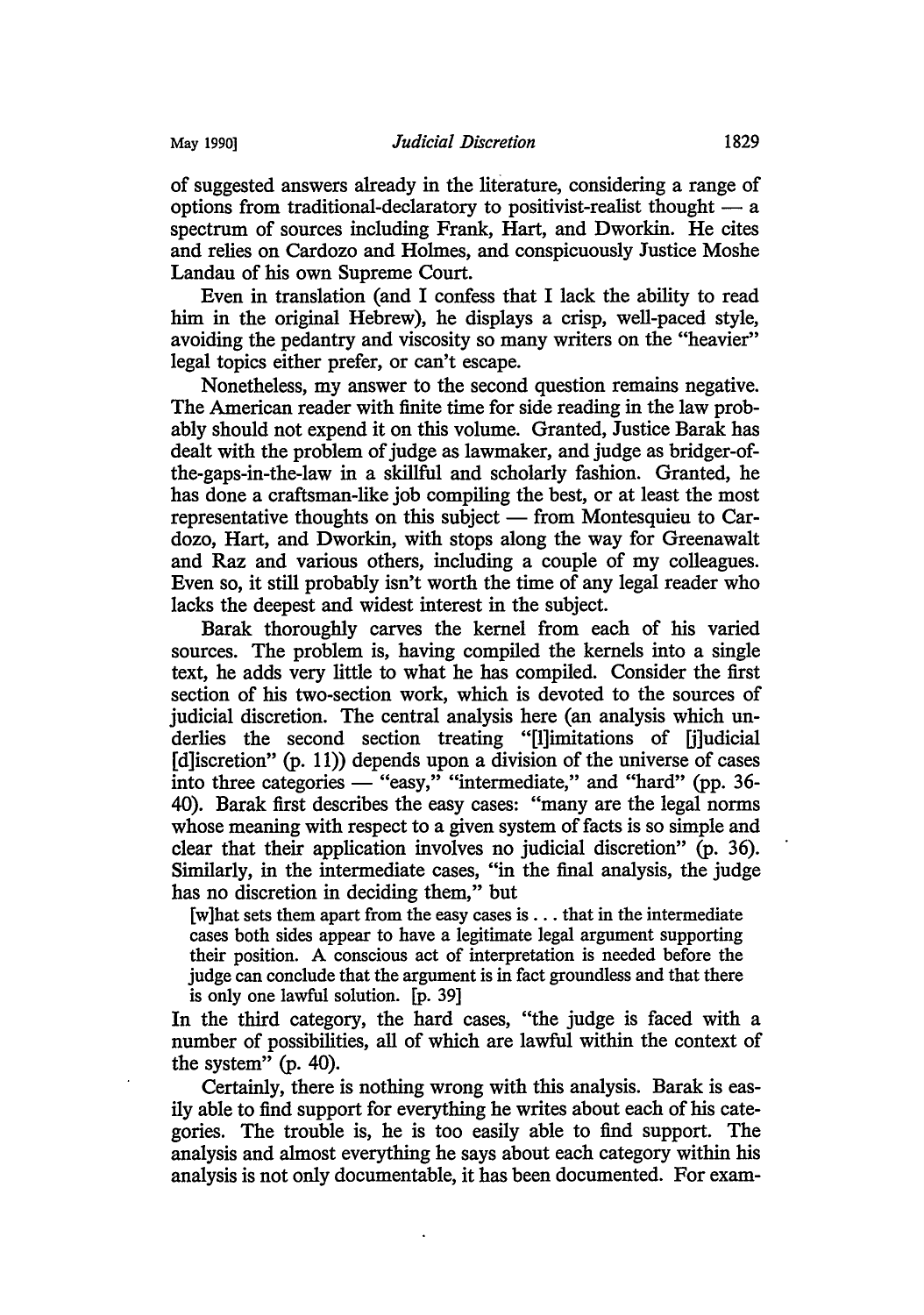of suggested answers already in the literature, considering a range of options from traditional-declaratory to positivist-realist thought — a spectrum of sources including Frank, Hart, and Dworkin. He cites and relies on Cardozo and Holmes, and conspicuously Justice Moshe Landau of his own Supreme Court.

Even in translation (and I confess that I lack the ability to read him in the original Hebrew), he displays a crisp, well-paced style, avoiding the pedantry and viscosity so many writers on the "heavier" legal topics either prefer, or can't escape.

Nonetheless, my answer to the second question remains negative. The American reader with finite time for side reading in the law probably should not expend it on this volume. Granted, Justice Barak has dealt with the problem of judge as lawmaker, and judge as bridger-of-the-gaps-in-the-law in a skillful and scholarly fashion. Granted, he has done a craftsman-like job compiling the best, or at least the most representative thoughts on this subject — from Montesquieu to Cardozo, Hart, and Dworkin, with stops along the way for Greenawalt and Raz and various others, including a couple of my colleagues. Even so, it still probably isn't worth the time of any legal reader who lacks the deepest and widest interest in the subject.

Barak thoroughly carves the kernel from each of his varied sources. The problem is, having compiled the kernels into a single text, he adds very little to what he has compiled. Consider the first section of his two-section work, which is devoted to the sources of judicial discretion. The central analysis here (an analysis which underlies the second section treating "[l]imitations of [j]udicial [d]iscretion" (p. 11)) depends upon a division of the universe of cases into three categories — "easy," "intermediate," and "hard" (pp. 36-40). Barak first describes the easy cases: "many are the legal norms whose meaning with respect to a given system of facts is so simple and clear that their application involves no judicial discretion" (p. 36). Similarly, in the intermediate cases, "in the final analysis, the judge has no discretion in deciding them," but

> [w]hat sets them apart from the easy cases is . . . that in the intermediate cases both sides appear to have a legitimate legal argument supporting their position. A conscious act of interpretation is needed before the judge can conclude that the argument is in fact groundless and that there is only one lawful solution. [p. 39]

In the third category, the hard cases, "the judge is faced with a number of possibilities, all of which are lawful within the context of the system" (p. 40).

Certainly, there is nothing wrong with this analysis. Barak is easily able to find support for everything he writes about each of his categories. The trouble is, he is too easily able to find support. The analysis and almost everything he says about each category within his analysis is not only documentable, it has been documented. For exam-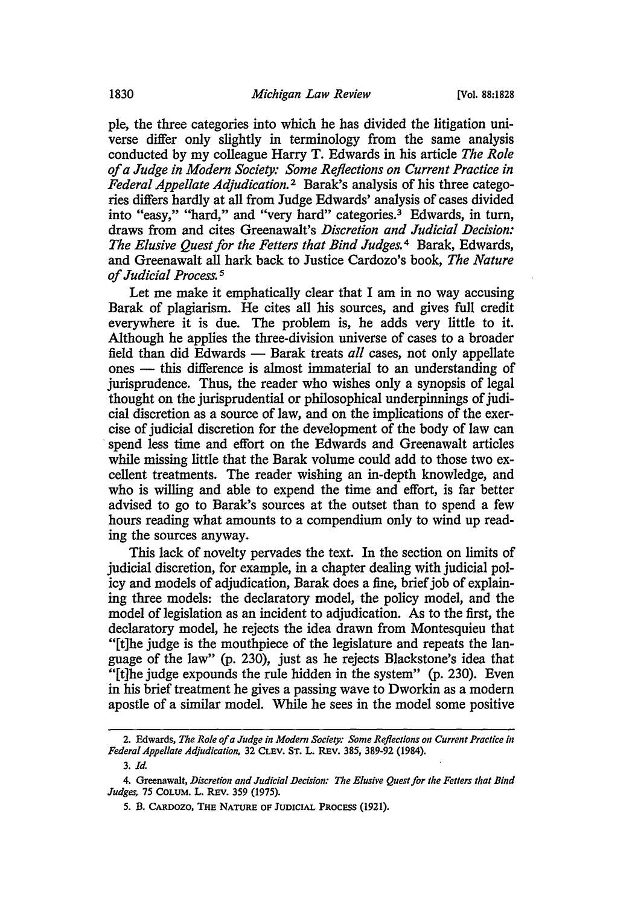ple, the three categories into which he has divided the litigation universe differ only slightly in terminology from the same analysis conducted by my colleague Harry T. Edwards in his article *The Role of a Judge in Modern Society: Some Reflections on Current Practice in Federal Appellate Adjudication.*[2] Barak's analysis of his three categories differs hardly at all from Judge Edwards' analysis of cases divided into "easy," "hard," and "very hard" categories.[3] Edwards, in turn, draws from and cites Greenawalt's *Discretion and Judicial Decision: The Elusive Quest for the Fetters that Bind Judges.*[4] Barak, Edwards, and Greenawalt all hark back to Justice Cardozo's book, *The Nature of Judicial Process.*[5]

Let me make it emphatically clear that I am in no way accusing Barak of plagiarism. He cites all his sources, and gives full credit everywhere it is due. The problem is, he adds very little to it. Although he applies the three-division universe of cases to a broader field than did Edwards — Barak treats *all* cases, not only appellate ones — this difference is almost immaterial to an understanding of jurisprudence. Thus, the reader who wishes only a synopsis of legal thought on the jurisprudential or philosophical underpinnings of judicial discretion as a source of law, and on the implications of the exercise of judicial discretion for the development of the body of law can spend less time and effort on the Edwards and Greenawalt articles while missing little that the Barak volume could add to those two excellent treatments. The reader wishing an in-depth knowledge, and who is willing and able to expend the time and effort, is far better advised to go to Barak's sources at the outset than to spend a few hours reading what amounts to a compendium only to wind up reading the sources anyway.

This lack of novelty pervades the text. In the section on limits of judicial discretion, for example, in a chapter dealing with judicial policy and models of adjudication, Barak does a fine, brief job of explaining three models: the declaratory model, the policy model, and the model of legislation as an incident to adjudication. As to the first, the declaratory model, he rejects the idea drawn from Montesquieu that "[t]he judge is the mouthpiece of the legislature and repeats the language of the law" (p. 230), just as he rejects Blackstone's idea that "[t]he judge expounds the rule hidden in the system" (p. 230). Even in his brief treatment he gives a passing wave to Dworkin as a modern apostle of a similar model. While he sees in the model some positive

---

2. Edwards, *The Role of a Judge in Modern Society: Some Reflections on Current Practice in Federal Appellate Adjudication*, 32 CLEV. ST. L. REV. 385, 389-92 (1984).

3. *Id.*

4. Greenawalt, *Discretion and Judicial Decision: The Elusive Quest for the Fetters that Bind Judges*, 75 COLUM. L. REV. 359 (1975).

5. B. CARDOZO, THE NATURE OF JUDICIAL PROCESS (1921).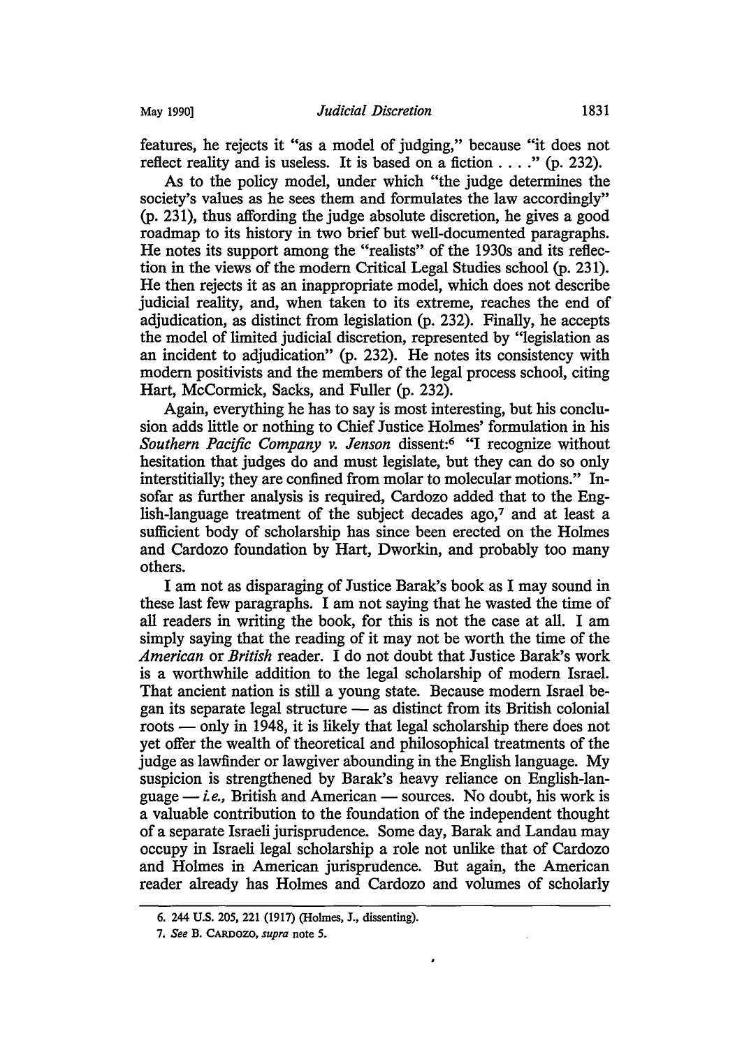features, he rejects it "as a model of judging," because "it does not reflect reality and is useless. It is based on a fiction . . . ." (p. 232).

As to the policy model, under which "the judge determines the society's values as he sees them and formulates the law accordingly" (p. 231), thus affording the judge absolute discretion, he gives a good roadmap to its history in two brief but well-documented paragraphs. He notes its support among the "realists" of the 1930s and its reflection in the views of the modern Critical Legal Studies school (p. 231). He then rejects it as an inappropriate model, which does not describe judicial reality, and, when taken to its extreme, reaches the end of adjudication, as distinct from legislation (p. 232). Finally, he accepts the model of limited judicial discretion, represented by "legislation as an incident to adjudication" (p. 232). He notes its consistency with modern positivists and the members of the legal process school, citing Hart, McCormick, Sacks, and Fuller (p. 232).

Again, everything he has to say is most interesting, but his conclusion adds little or nothing to Chief Justice Holmes' formulation in his *Southern Pacific Company v. Jenson* dissent:[6] "I recognize without hesitation that judges do and must legislate, but they can do so only interstitially; they are confined from molar to molecular motions." Insofar as further analysis is required, Cardozo added that to the English-language treatment of the subject decades ago,[7] and at least a sufficient body of scholarship has since been erected on the Holmes and Cardozo foundation by Hart, Dworkin, and probably too many others.

I am not as disparaging of Justice Barak's book as I may sound in these last few paragraphs. I am not saying that he wasted the time of all readers in writing the book, for this is not the case at all. I am simply saying that the reading of it may not be worth the time of the *American* or *British* reader. I do not doubt that Justice Barak's work is a worthwhile addition to the legal scholarship of modern Israel. That ancient nation is still a young state. Because modern Israel began its separate legal structure — as distinct from its British colonial roots — only in 1948, it is likely that legal scholarship there does not yet offer the wealth of theoretical and philosophical treatments of the judge as lawfinder or lawgiver abounding in the English language. My suspicion is strengthened by Barak's heavy reliance on English-language — *i.e.*, British and American — sources. No doubt, his work is a valuable contribution to the foundation of the independent thought of a separate Israeli jurisprudence. Some day, Barak and Landau may occupy in Israeli legal scholarship a role not unlike that of Cardozo and Holmes in American jurisprudence. But again, the American reader already has Holmes and Cardozo and volumes of scholarly

---

6. 244 U.S. 205, 221 (1917) (Holmes, J., dissenting).

7. *See* B. CARDOZO, *supra* note 5.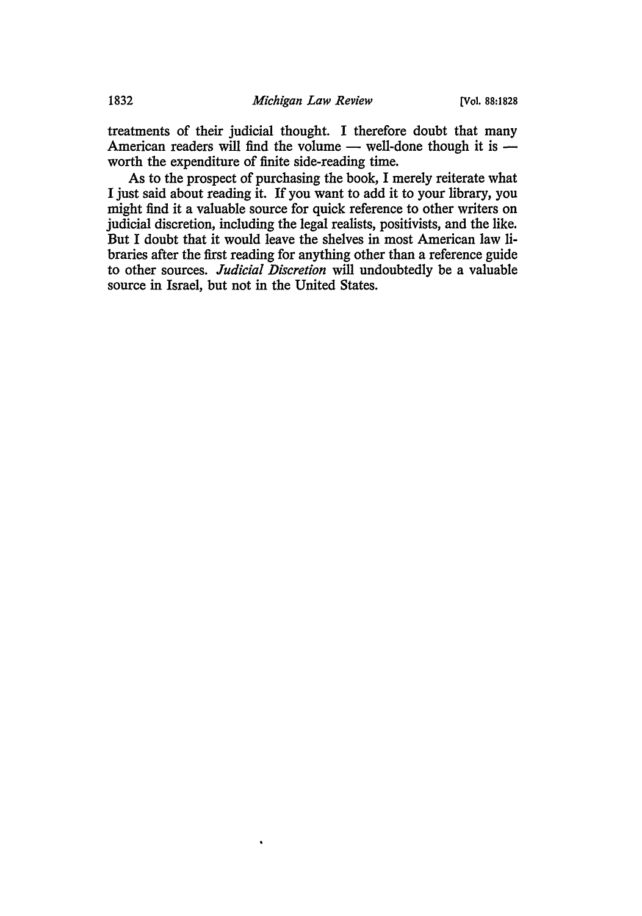treatments of their judicial thought. I therefore doubt that many American readers will find the volume — well-done though it is — worth the expenditure of finite side-reading time.

As to the prospect of purchasing the book, I merely reiterate what I just said about reading it. If you want to add it to your library, you might find it a valuable source for quick reference to other writers on judicial discretion, including the legal realists, positivists, and the like. But I doubt that it would leave the shelves in most American law libraries after the first reading for anything other than a reference guide to other sources. *Judicial Discretion* will undoubtedly be a valuable source in Israel, but not in the United States.